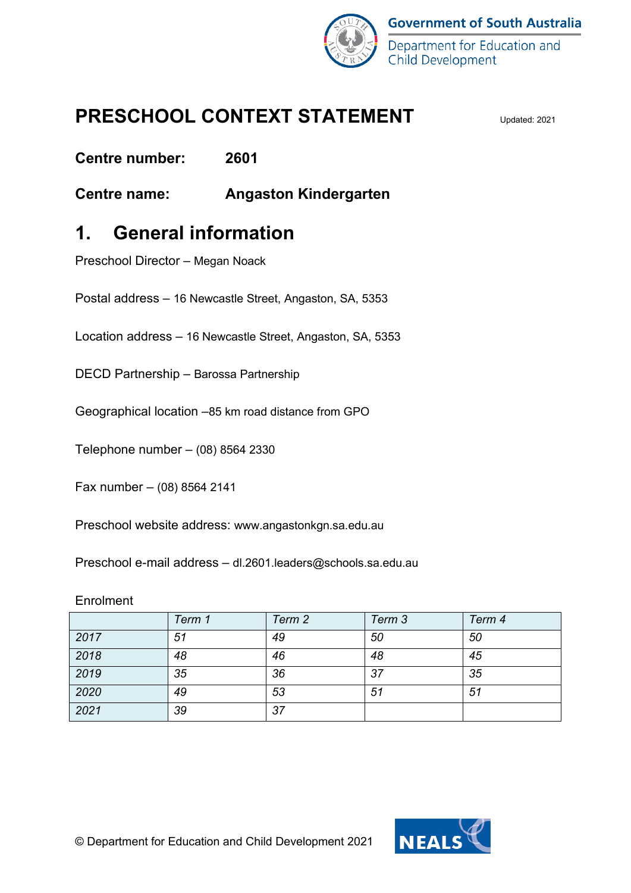Government of South Australia

Department for Education and Child Development

# PRESCHOOL CONTEXT STATEMENT

Updated: 2021

**Centre number:** **2601**

**Centre name:** **Angaston Kindergarten**

## 1. General information

Preschool Director – Megan Noack

Postal address – 16 Newcastle Street, Angaston, SA, 5353

Location address – 16 Newcastle Street, Angaston, SA, 5353

DECD Partnership – Barossa Partnership

Geographical location –85 km road distance from GPO

Telephone number – (08) 8564 2330

Fax number – (08) 8564 2141

Preschool website address: www.angastonkgn.sa.edu.au

Preschool e-mail address – dl.2601.leaders@schools.sa.edu.au

Enrolment

| | *Term 1* | *Term 2* | *Term 3* | *Term 4* |
|---|---|---|---|---|
| *2017* | *51* | *49* | *50* | *50* |
| *2018* | *48* | *46* | *48* | *45* |
| *2019* | *35* | *36* | *37* | *35* |
| *2020* | *49* | *53* | *51* | *51* |
| *2021* | *39* | *37* | | |

© Department for Education and Child Development 2021

NEALS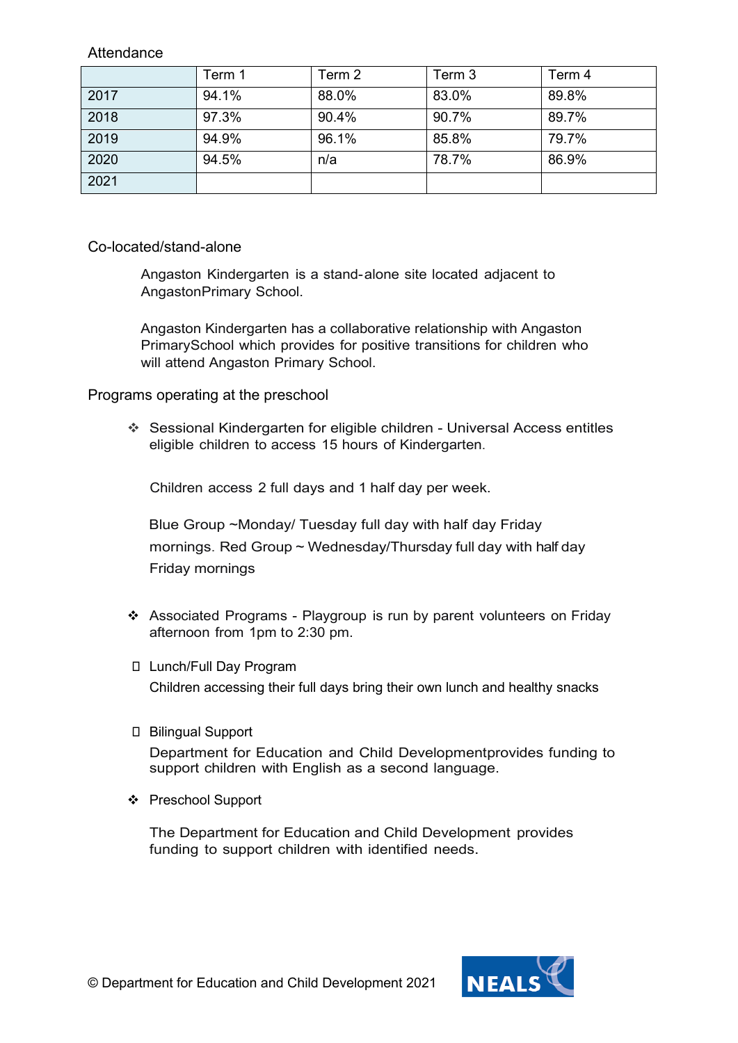Attendance

| | Term 1 | Term 2 | Term 3 | Term 4 |
|---|---|---|---|---|
| 2017 | 94.1% | 88.0% | 83.0% | 89.8% |
| 2018 | 97.3% | 90.4% | 90.7% | 89.7% |
| 2019 | 94.9% | 96.1% | 85.8% | 79.7% |
| 2020 | 94.5% | n/a | 78.7% | 86.9% |
| 2021 | | | | |

Co-located/stand-alone

Angaston Kindergarten is a stand-alone site located adjacent to AngastonPrimary School.

Angaston Kindergarten has a collaborative relationship with Angaston PrimarySchool which provides for positive transitions for children who will attend Angaston Primary School.

Programs operating at the preschool

- ❖ Sessional Kindergarten for eligible children - Universal Access entitles eligible children to access 15 hours of Kindergarten.

  Children access 2 full days and 1 half day per week.

  Blue Group ~Monday/ Tuesday full day with half day Friday mornings. Red Group ~ Wednesday/Thursday full day with half day Friday mornings

- ❖ Associated Programs - Playgroup is run by parent volunteers on Friday afternoon from 1pm to 2:30 pm.

- Lunch/Full Day Program

  Children accessing their full days bring their own lunch and healthy snacks

- Bilingual Support

  Department for Education and Child Developmentprovides funding to support children with English as a second language.

- ❖ Preschool Support

  The Department for Education and Child Development provides funding to support children with identified needs.

© Department for Education and Child Development 2021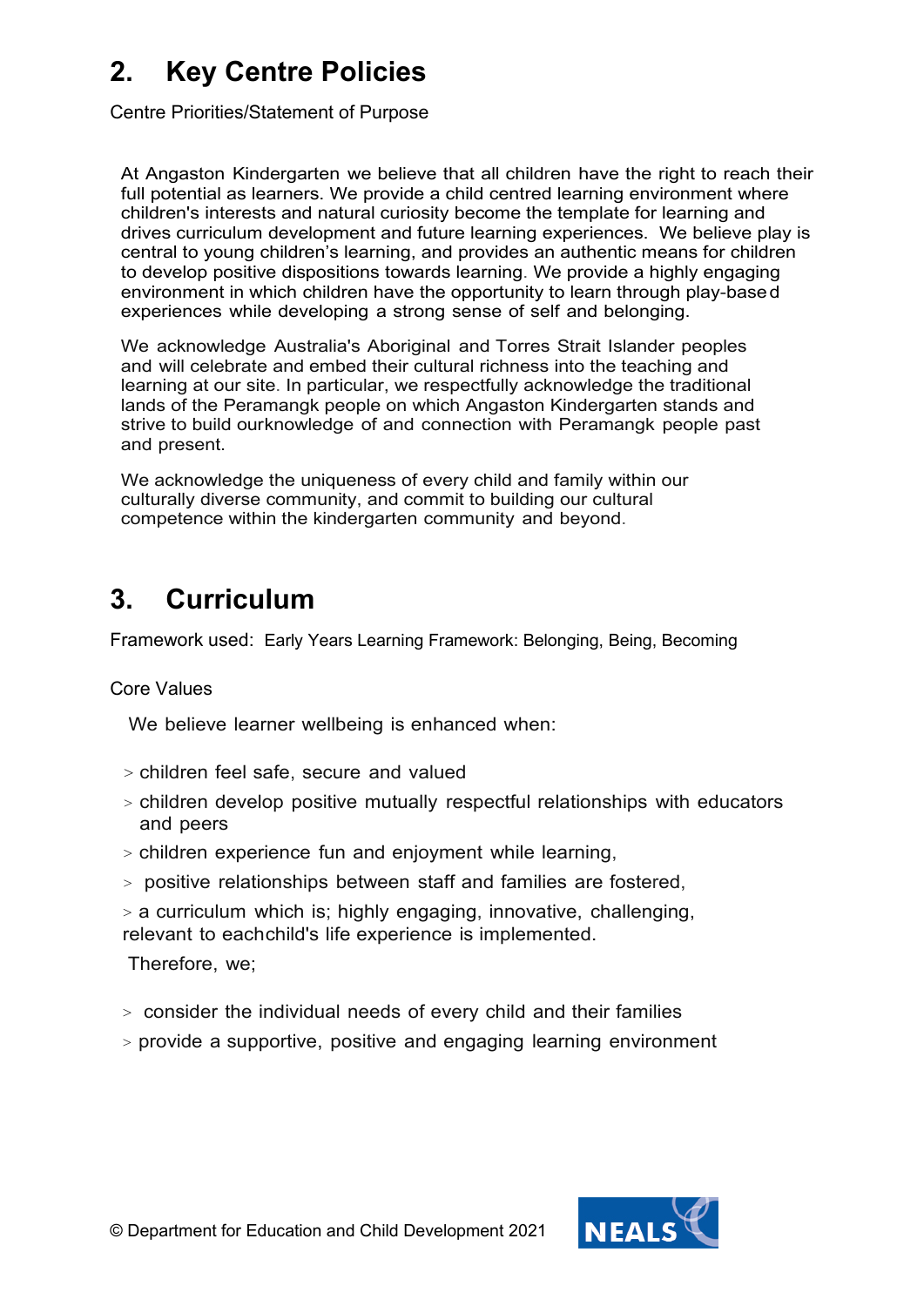## 2. Key Centre Policies

Centre Priorities/Statement of Purpose

At Angaston Kindergarten we believe that all children have the right to reach their full potential as learners. We provide a child centred learning environment where children's interests and natural curiosity become the template for learning and drives curriculum development and future learning experiences. We believe play is central to young children's learning, and provides an authentic means for children to develop positive dispositions towards learning. We provide a highly engaging environment in which children have the opportunity to learn through play-based experiences while developing a strong sense of self and belonging.

We acknowledge Australia's Aboriginal and Torres Strait Islander peoples and will celebrate and embed their cultural richness into the teaching and learning at our site. In particular, we respectfully acknowledge the traditional lands of the Peramangk people on which Angaston Kindergarten stands and strive to build ourknowledge of and connection with Peramangk people past and present.

We acknowledge the uniqueness of every child and family within our culturally diverse community, and commit to building our cultural competence within the kindergarten community and beyond.

## 3. Curriculum

Framework used: Early Years Learning Framework: Belonging, Being, Becoming

Core Values

We believe learner wellbeing is enhanced when:

> children feel safe, secure and valued

> children develop positive mutually respectful relationships with educators and peers

> children experience fun and enjoyment while learning,

> positive relationships between staff and families are fostered,

> a curriculum which is; highly engaging, innovative, challenging, relevant to eachchild's life experience is implemented.

Therefore, we;

> consider the individual needs of every child and their families

> provide a supportive, positive and engaging learning environment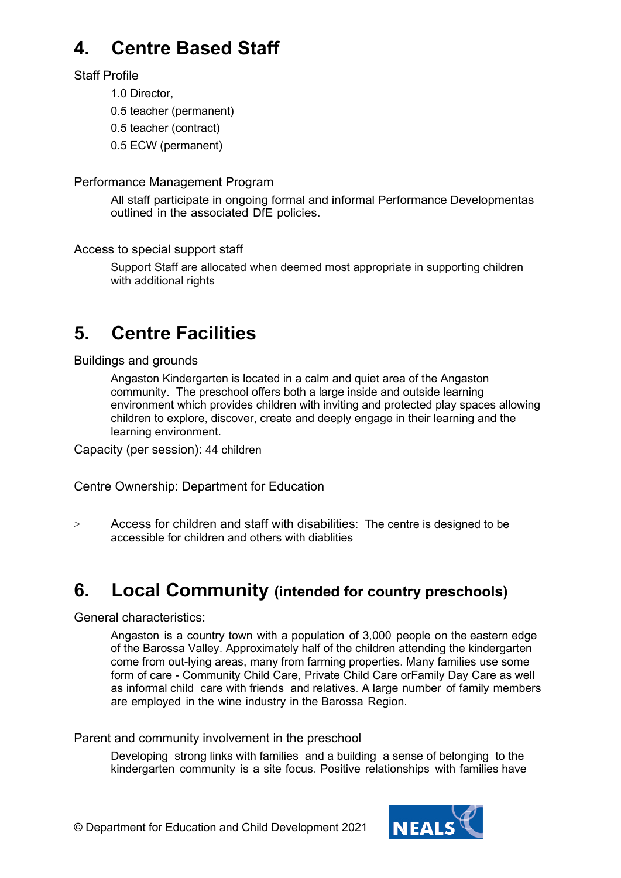# 4. Centre Based Staff

Staff Profile

- 1.0 Director,
- 0.5 teacher (permanent)
- 0.5 teacher (contract)
- 0.5 ECW (permanent)

Performance Management Program

All staff participate in ongoing formal and informal Performance Developmentas outlined in the associated DfE policies.

Access to special support staff

Support Staff are allocated when deemed most appropriate in supporting children with additional rights

# 5. Centre Facilities

Buildings and grounds

Angaston Kindergarten is located in a calm and quiet area of the Angaston community. The preschool offers both a large inside and outside learning environment which provides children with inviting and protected play spaces allowing children to explore, discover, create and deeply engage in their learning and the learning environment.

Capacity (per session): 44 children

Centre Ownership: Department for Education

> Access for children and staff with disabilities: The centre is designed to be accessible for children and others with diablities

# 6. Local Community (intended for country preschools)

General characteristics:

Angaston is a country town with a population of 3,000 people on the eastern edge of the Barossa Valley. Approximately half of the children attending the kindergarten come from out-lying areas, many from farming properties. Many families use some form of care - Community Child Care, Private Child Care orFamily Day Care as well as informal child care with friends and relatives. A large number of family members are employed in the wine industry in the Barossa Region.

Parent and community involvement in the preschool

Developing strong links with families and a building a sense of belonging to the kindergarten community is a site focus. Positive relationships with families have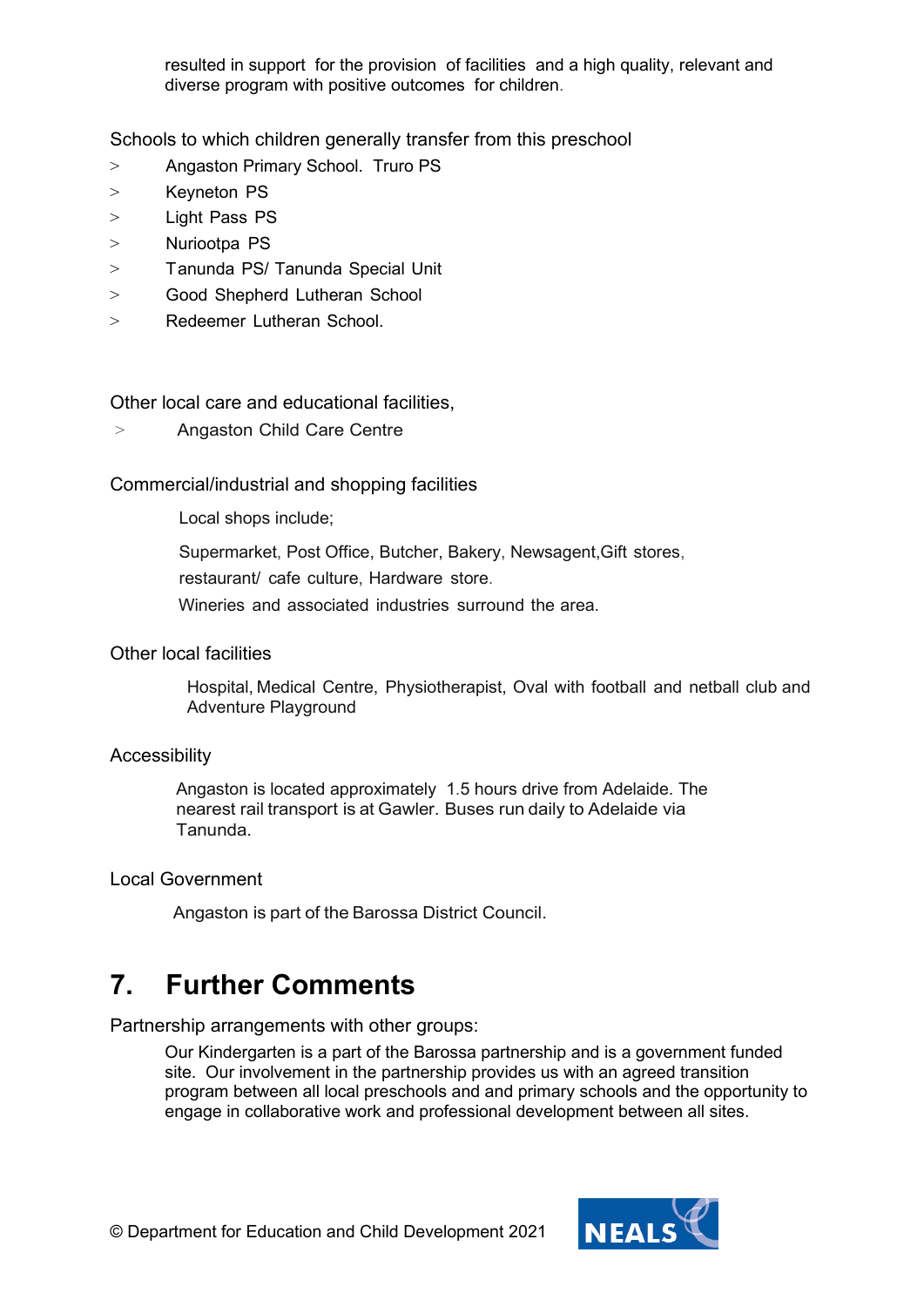resulted in support for the provision of facilities and a high quality, relevant and diverse program with positive outcomes for children.

Schools to which children generally transfer from this preschool

- Angaston Primary School. Truro PS
- Keyneton PS
- Light Pass PS
- Nuriootpa PS
- Tanunda PS/ Tanunda Special Unit
- Good Shepherd Lutheran School
- Redeemer Lutheran School.

Other local care and educational facilities,

- Angaston Child Care Centre

Commercial/industrial and shopping facilities

Local shops include;

Supermarket, Post Office, Butcher, Bakery, Newsagent,Gift stores, restaurant/ cafe culture, Hardware store.

Wineries and associated industries surround the area.

Other local facilities

Hospital, Medical Centre, Physiotherapist, Oval with football and netball club and Adventure Playground

Accessibility

Angaston is located approximately 1.5 hours drive from Adelaide. The nearest rail transport is at Gawler. Buses run daily to Adelaide via Tanunda.

Local Government

Angaston is part of the Barossa District Council.

# 7. Further Comments

Partnership arrangements with other groups:

Our Kindergarten is a part of the Barossa partnership and is a government funded site. Our involvement in the partnership provides us with an agreed transition program between all local preschools and and primary schools and the opportunity to engage in collaborative work and professional development between all sites.

© Department for Education and Child Development 2021